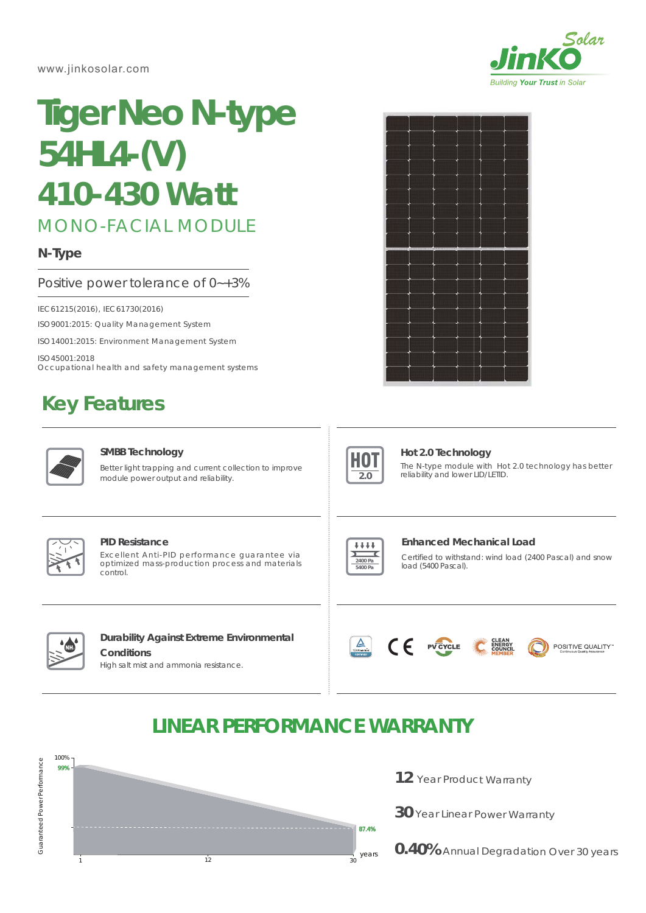www.jinkosolar.com

# Tiger Neo N-type 54HL4-(V) 410-430 Watt

## MONO-FACIAL MODULE

**N-Type**

Positive power tolerance of 0~+3%

IEC 61215(2016), IEC 61730(2016)

ISO 9001:2015: Quality Management System

ISO 14001:2015: Environment Management System

ISO 45001:2018
Occupational health and safety management systems

## Key Features

**SMBB Technology**
Better light trapping and current collection to improve module power output and reliability.

**Hot 2.0 Technology**
The N-type module with Hot 2.0 technology has better reliability and lower LID/LETID.

**PID Resistance**
Excellent Anti-PID performance guarantee via optimized mass-production process and materials control.

**Enhanced Mechanical Load**
Certified to withstand: wind load (2400 Pascal) and snow load (5400 Pascal).

**Durability Against Extreme Environmental Conditions**
High salt mist and ammonia resistance.

## LINEAR PERFORMANCE WARRANTY

**12** Year Product Warranty

**30** Year Linear Power Warranty

**0.40%** Annual Degradation Over 30 years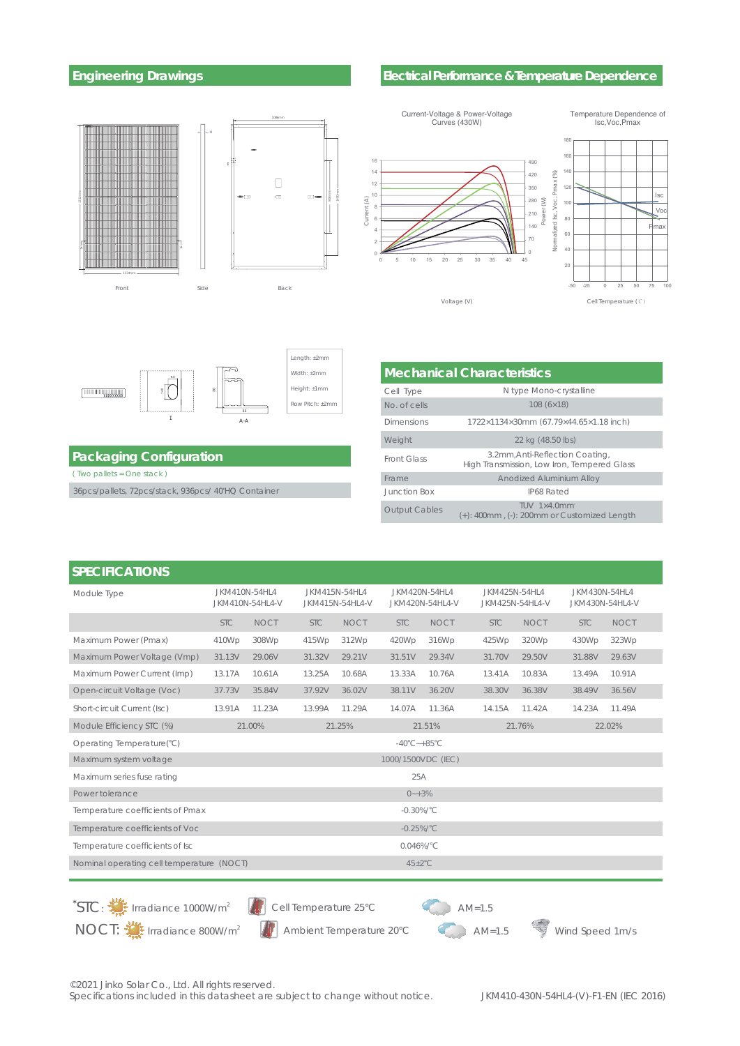## Engineering Drawings

1722mm
1134mm
Front
Side
Back

A-A
Length: ±2mm
Width: ±2mm
Height: ±1mm
Row Pitch: ±2mm

## Electrical Performance & Temperature Dependence

Current-Voltage & Power-Voltage Curves (430W)

Current (A)
Power (W)
Voltage (V)

Temperature Dependence of Isc,Voc,Pmax

Normalized Isc, Voc, Pmax (%)
Isc
Voc
Pmax
Cell Temperature (°C)

## Packaging Configuration

( Two pallets = One stack )

36pcs/pallets, 72pcs/stack, 936pcs/ 40'HQ Container

## Mechanical Characteristics

| | |
|---|---|
| Cell Type | N type Mono-crystalline |
| No. of cells | 108 (6×18) |
| Dimensions | 1722×1134×30mm (67.79×44.65×1.18 inch) |
| Weight | 22 kg (48.50 lbs) |
| Front Glass | 3.2mm,Anti-Reflection Coating, High Transmission, Low Iron, Tempered Glass |
| Frame | Anodized Aluminium Alloy |
| Junction Box | IP68 Rated |
| Output Cables | TUV 1×4.0mm² (+): 400mm , (-): 200mm or Customized Length |

## SPECIFICATIONS

| Module Type | JKM410N-54HL4 JKM410N-54HL4-V | | JKM415N-54HL4 JKM415N-54HL4-V | | JKM420N-54HL4 JKM420N-54HL4-V | | JKM425N-54HL4 JKM425N-54HL4-V | | JKM430N-54HL4 JKM430N-54HL4-V | |
|---|---|---|---|---|---|---|---|---|---|---|
| | STC | NOCT | STC | NOCT | STC | NOCT | STC | NOCT | STC | NOCT |
| Maximum Power (Pmax) | 410Wp | 308Wp | 415Wp | 312Wp | 420Wp | 316Wp | 425Wp | 320Wp | 430Wp | 323Wp |
| Maximum Power Voltage (Vmp) | 31.13V | 29.06V | 31.32V | 29.21V | 31.51V | 29.34V | 31.70V | 29.50V | 31.88V | 29.63V |
| Maximum Power Current (Imp) | 13.17A | 10.61A | 13.25A | 10.68A | 13.33A | 10.76A | 13.41A | 10.83A | 13.49A | 10.91A |
| Open-circuit Voltage (Voc) | 37.73V | 35.84V | 37.92V | 36.02V | 38.11V | 36.20V | 38.30V | 36.38V | 38.49V | 36.56V |
| Short-circuit Current (Isc) | 13.91A | 11.23A | 13.99A | 11.29A | 14.07A | 11.36A | 14.15A | 11.42A | 14.23A | 11.49A |
| Module Efficiency STC (%) | 21.00% | | 21.25% | | 21.51% | | 21.76% | | 22.02% | |
| Operating Temperature(℃) | -40℃~+85℃ | | | | | | | | | |
| Maximum system voltage | 1000/1500VDC (IEC) | | | | | | | | | |
| Maximum series fuse rating | 25A | | | | | | | | | |
| Power tolerance | 0~+3% | | | | | | | | | |
| Temperature coefficients of Pmax | -0.30%/℃ | | | | | | | | | |
| Temperature coefficients of Voc | -0.25%/℃ | | | | | | | | | |
| Temperature coefficients of Isc | 0.046%/℃ | | | | | | | | | |
| Nominal operating cell temperature (NOCT) | 45±2℃ | | | | | | | | | |

*STC: Irradiance 1000W/m² Cell Temperature 25°C AM=1.5

NOCT: Irradiance 800W/m² Ambient Temperature 20°C AM=1.5 Wind Speed 1m/s

©2021 Jinko Solar Co., Ltd. All rights reserved.
Specifications included in this datasheet are subject to change without notice.

JKM410-430N-54HL4-(V)-F1-EN (IEC 2016)